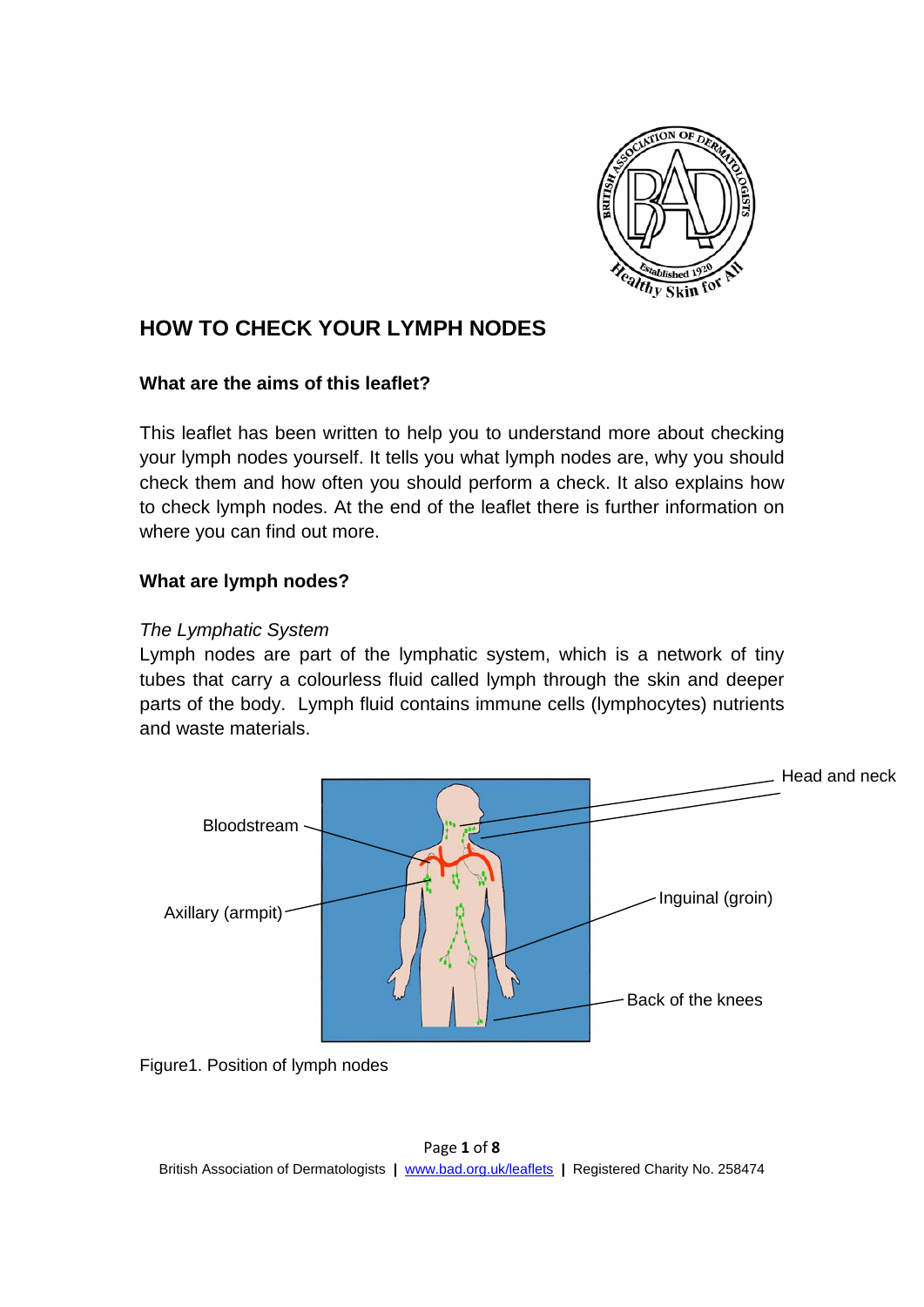# HOW TO CHECK YOUR LYMPH NODES

## What are the aims of this leaflet?

This leaflet has been written to help you to understand more about checking your lymph nodes yourself. It tells you what lymph nodes are, why you should check them and how often you should perform a check. It also explains how to check lymph nodes. At the end of the leaflet there is further information on where you can find out more.

## What are lymph nodes?

*The Lymphatic System*

Lymph nodes are part of the lymphatic system, which is a network of tiny tubes that carry a colourless fluid called lymph through the skin and deeper parts of the body. Lymph fluid contains immune cells (lymphocytes) nutrients and waste materials.

Head and neck

Bloodstream

Axillary (armpit)

Inguinal (groin)

Back of the knees

Figure1. Position of lymph nodes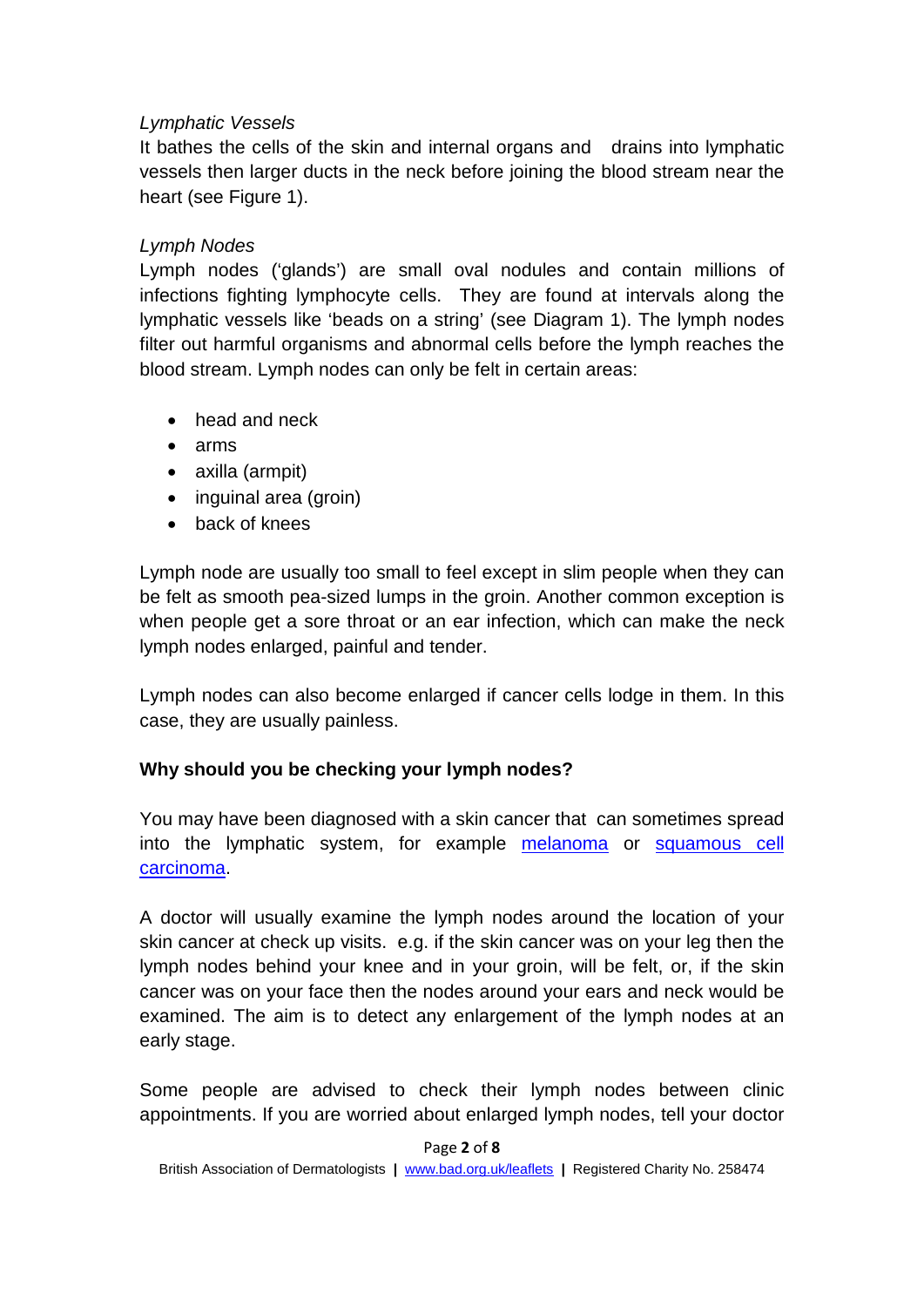*Lymphatic Vessels*

It bathes the cells of the skin and internal organs and drains into lymphatic vessels then larger ducts in the neck before joining the blood stream near the heart (see Figure 1).

*Lymph Nodes*

Lymph nodes ('glands') are small oval nodules and contain millions of infections fighting lymphocyte cells. They are found at intervals along the lymphatic vessels like 'beads on a string' (see Diagram 1). The lymph nodes filter out harmful organisms and abnormal cells before the lymph reaches the blood stream. Lymph nodes can only be felt in certain areas:

- head and neck
- arms
- axilla (armpit)
- inguinal area (groin)
- back of knees

Lymph node are usually too small to feel except in slim people when they can be felt as smooth pea-sized lumps in the groin. Another common exception is when people get a sore throat or an ear infection, which can make the neck lymph nodes enlarged, painful and tender.

Lymph nodes can also become enlarged if cancer cells lodge in them. In this case, they are usually painless.

**Why should you be checking your lymph nodes?**

You may have been diagnosed with a skin cancer that can sometimes spread into the lymphatic system, for example melanoma or squamous cell carcinoma.

A doctor will usually examine the lymph nodes around the location of your skin cancer at check up visits. e.g. if the skin cancer was on your leg then the lymph nodes behind your knee and in your groin, will be felt, or, if the skin cancer was on your face then the nodes around your ears and neck would be examined. The aim is to detect any enlargement of the lymph nodes at an early stage.

Some people are advised to check their lymph nodes between clinic appointments. If you are worried about enlarged lymph nodes, tell your doctor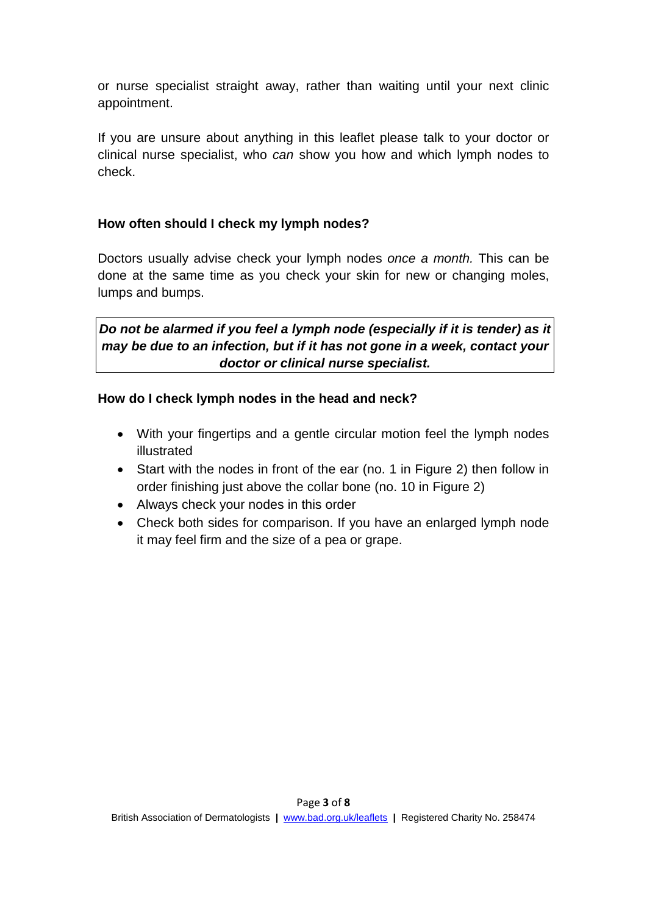or nurse specialist straight away, rather than waiting until your next clinic appointment.

If you are unsure about anything in this leaflet please talk to your doctor or clinical nurse specialist, who *can* show you how and which lymph nodes to check.

### How often should I check my lymph nodes?

Doctors usually advise check your lymph nodes *once a month.* This can be done at the same time as you check your skin for new or changing moles, lumps and bumps.

***Do not be alarmed if you feel a lymph node (especially if it is tender) as it may be due to an infection, but if it has not gone in a week, contact your doctor or clinical nurse specialist.***

### How do I check lymph nodes in the head and neck?

- With your fingertips and a gentle circular motion feel the lymph nodes illustrated
- Start with the nodes in front of the ear (no. 1 in Figure 2) then follow in order finishing just above the collar bone (no. 10 in Figure 2)
- Always check your nodes in this order
- Check both sides for comparison. If you have an enlarged lymph node it may feel firm and the size of a pea or grape.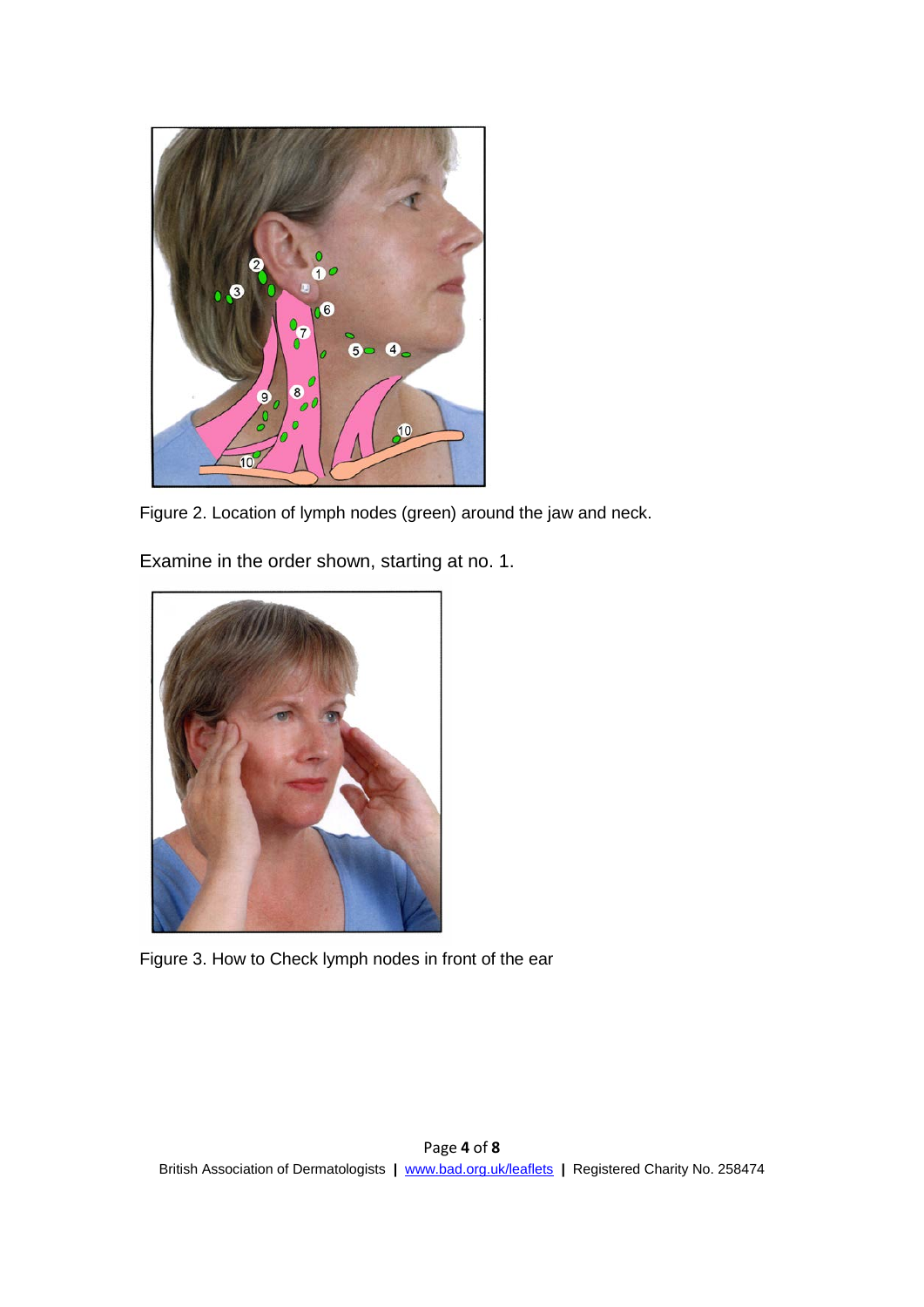Figure 2. Location of lymph nodes (green) around the jaw and neck.

Examine in the order shown, starting at no. 1.

Figure 3. How to Check lymph nodes in front of the ear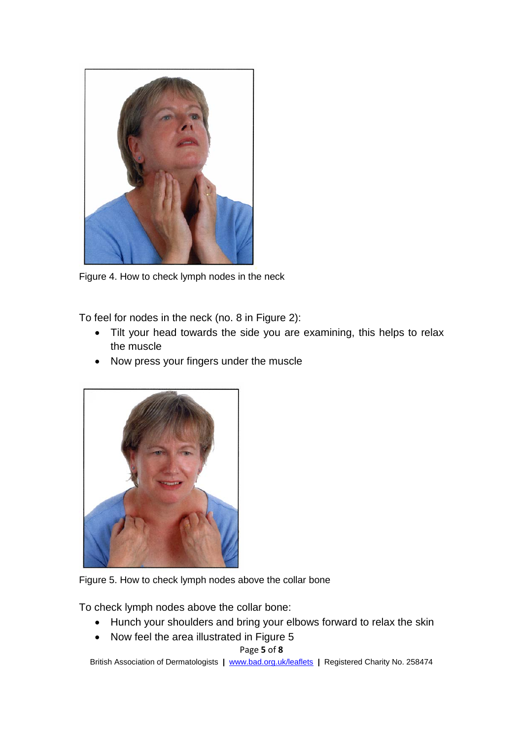Figure 4. How to check lymph nodes in the neck

To feel for nodes in the neck (no. 8 in Figure 2):

- Tilt your head towards the side you are examining, this helps to relax the muscle
- Now press your fingers under the muscle

Figure 5. How to check lymph nodes above the collar bone

To check lymph nodes above the collar bone:

- Hunch your shoulders and bring your elbows forward to relax the skin
- Now feel the area illustrated in Figure 5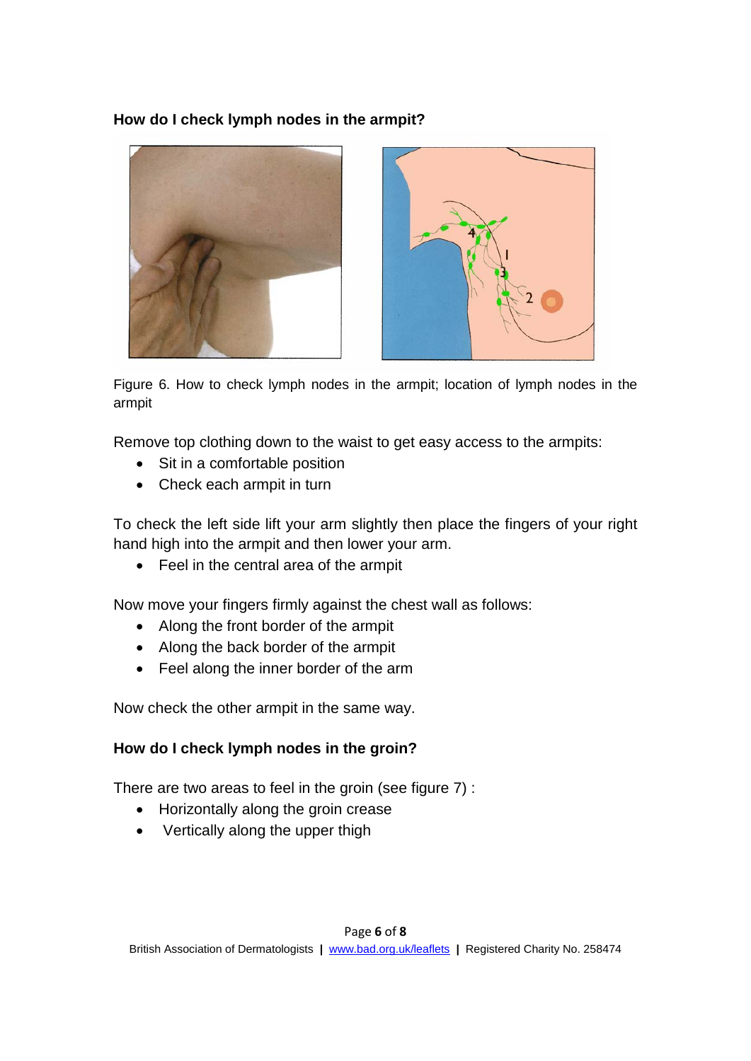## How do I check lymph nodes in the armpit?

Figure 6. How to check lymph nodes in the armpit; location of lymph nodes in the armpit

Remove top clothing down to the waist to get easy access to the armpits:

- Sit in a comfortable position
- Check each armpit in turn

To check the left side lift your arm slightly then place the fingers of your right hand high into the armpit and then lower your arm.

- Feel in the central area of the armpit

Now move your fingers firmly against the chest wall as follows:

- Along the front border of the armpit
- Along the back border of the armpit
- Feel along the inner border of the arm

Now check the other armpit in the same way.

## How do I check lymph nodes in the groin?

There are two areas to feel in the groin (see figure 7) :

- Horizontally along the groin crease
- Vertically along the upper thigh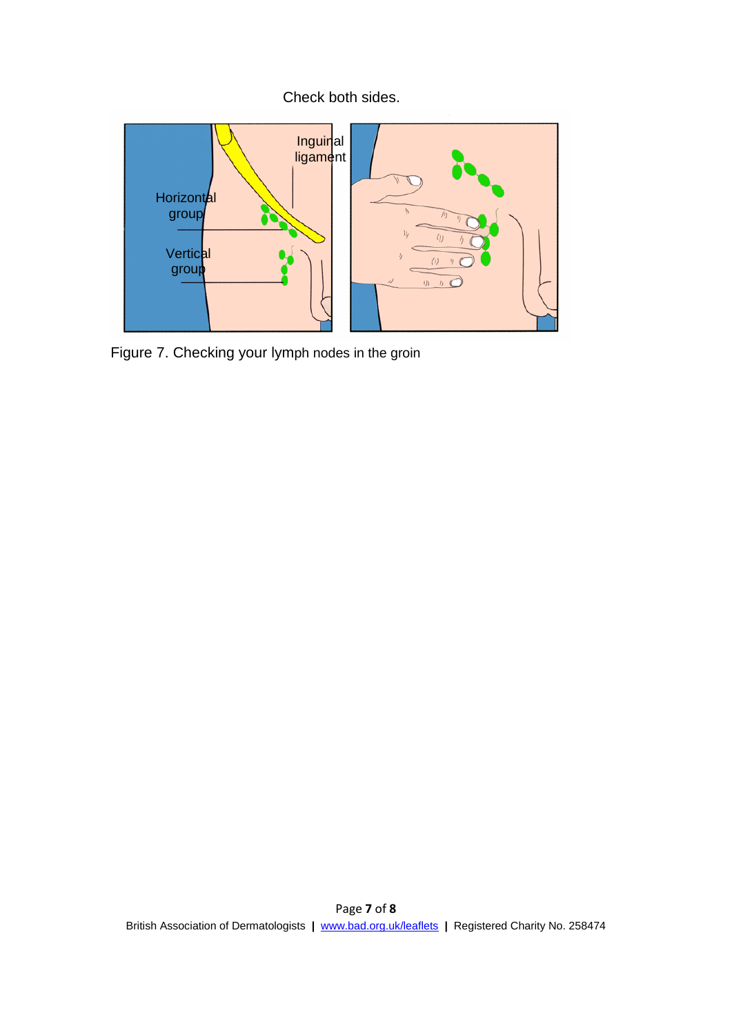Check both sides.

Figure 7. Checking your lymph nodes in the groin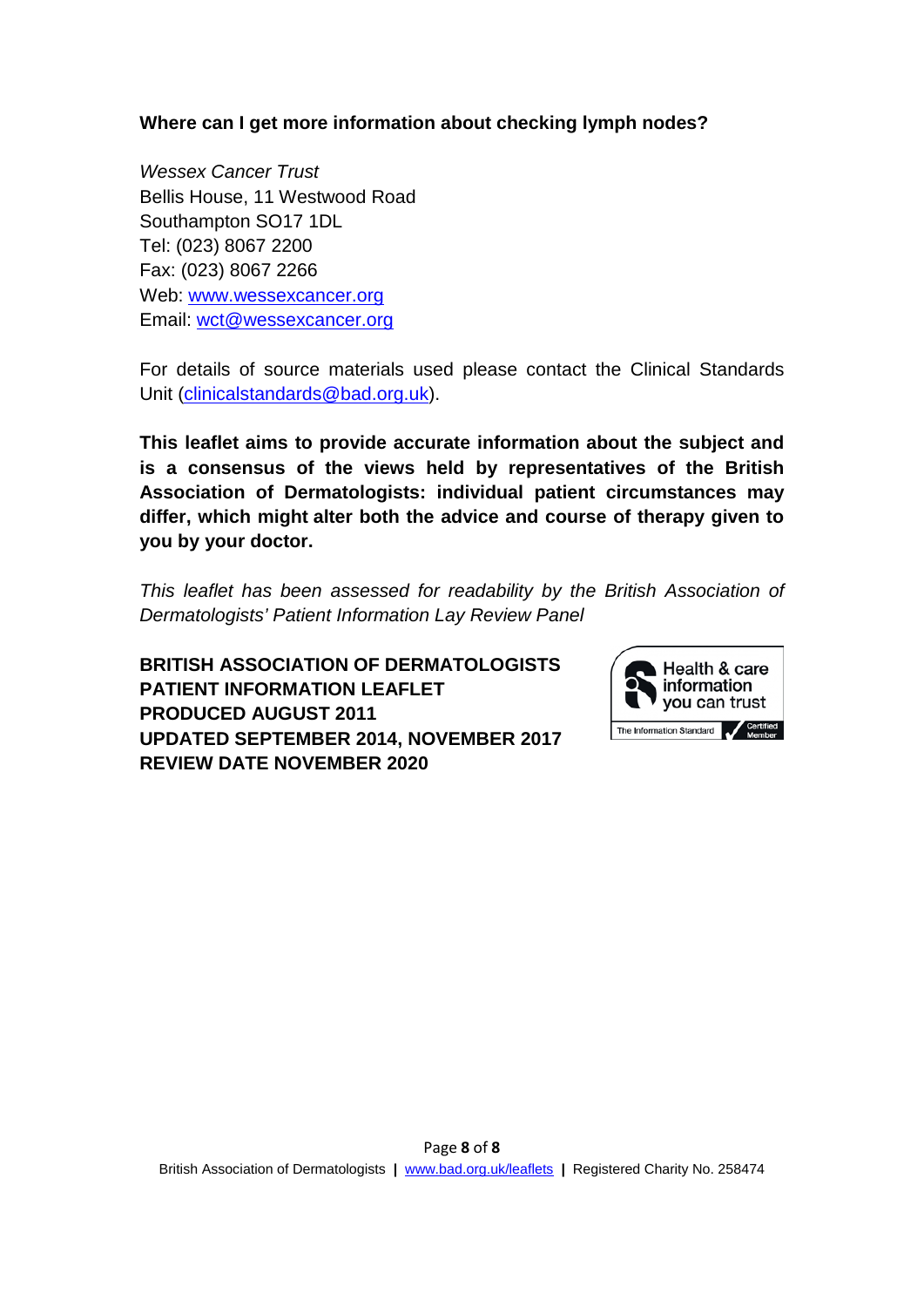**Where can I get more information about checking lymph nodes?**

*Wessex Cancer Trust*
Bellis House, 11 Westwood Road
Southampton SO17 1DL
Tel: (023) 8067 2200
Fax: (023) 8067 2266
Web: www.wessexcancer.org
Email: wct@wessexcancer.org

For details of source materials used please contact the Clinical Standards Unit (clinicalstandards@bad.org.uk).

**This leaflet aims to provide accurate information about the subject and is a consensus of the views held by representatives of the British Association of Dermatologists: individual patient circumstances may differ, which might alter both the advice and course of therapy given to you by your doctor.**

*This leaflet has been assessed for readability by the British Association of Dermatologists' Patient Information Lay Review Panel*

**BRITISH ASSOCIATION OF DERMATOLOGISTS**
**PATIENT INFORMATION LEAFLET**
**PRODUCED AUGUST 2011**
**UPDATED SEPTEMBER 2014, NOVEMBER 2017**
**REVIEW DATE NOVEMBER 2020**

Health & care information you can trust
The Information Standard
Certified Member